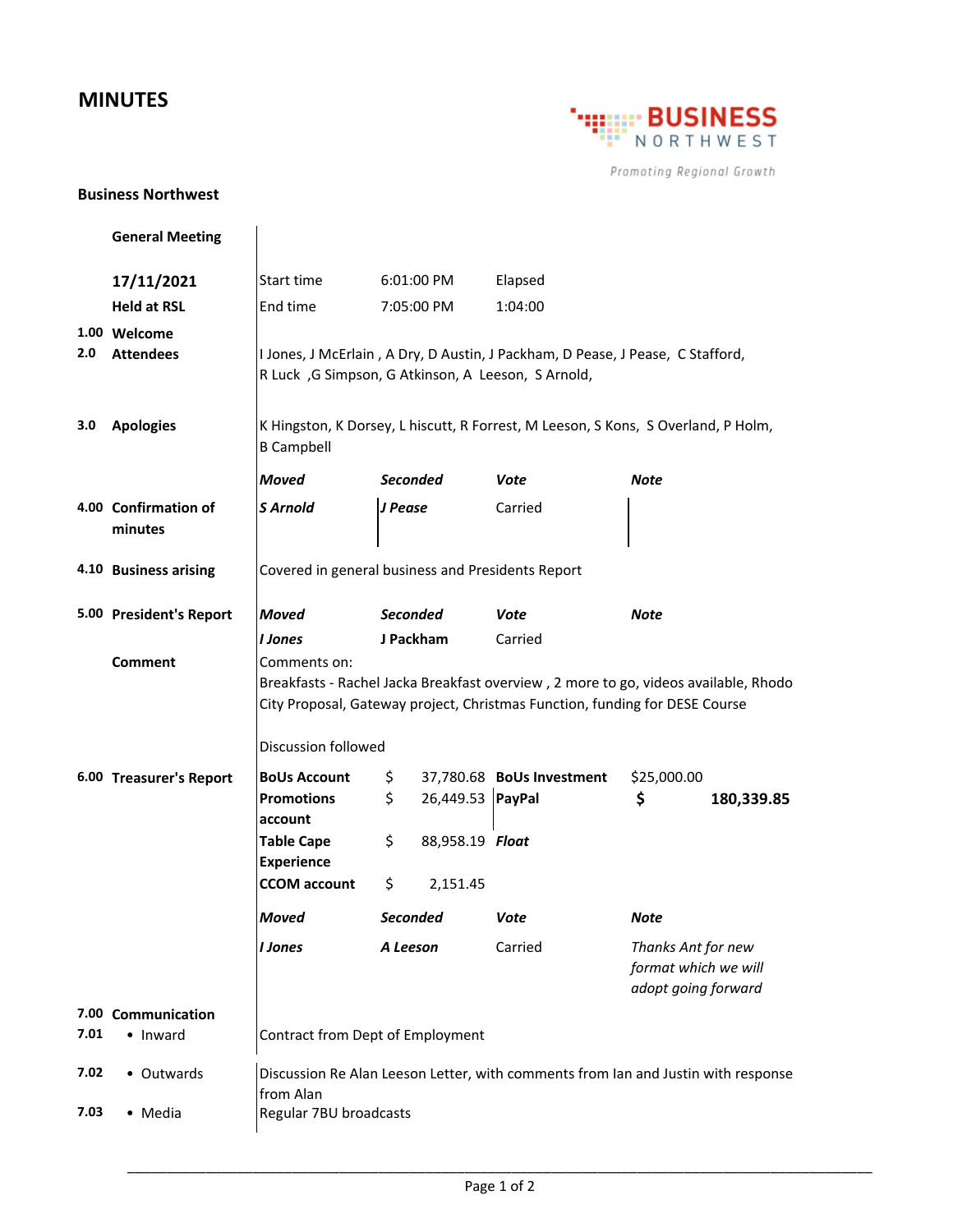# MINUTES

BUSINESS NORTHWEST
Promoting Regional Growth

**Business Northwest**

**General Meeting**

| | | | | |
|---|---|---|---|---|
| **17/11/2021** | Start time | 6:01:00 PM | Elapsed | |
| **Held at RSL** | End time | 7:05:00 PM | 1:04:00 | |

**1.00 Welcome**

**2.0 Attendees**

I Jones, J McErlain , A Dry, D Austin, J Packham, D Pease, J Pease, C Stafford, R Luck ,G Simpson, G Atkinson, A Leeson, S Arnold,

**3.0 Apologies**

K Hingston, K Dorsey, L hiscutt, R Forrest, M Leeson, S Kons, S Overland, P Holm, B Campbell

**4.00 Confirmation of minutes**

| *Moved* | *Seconded* | *Vote* | *Note* |
|---|---|---|---|
| *S Arnold* | *J Pease* | Carried | |

**4.10 Business arising**

Covered in general business and Presidents Report

**5.00 President's Report**

| *Moved* | *Seconded* | *Vote* | *Note* |
|---|---|---|---|
| *I Jones* | **J Packham** | Carried | |

**Comment**

Comments on:
Breakfasts - Rachel Jacka Breakfast overview , 2 more to go, videos available, Rhodo City Proposal, Gateway project, Christmas Function, funding for DESE Course

Discussion followed

**6.00 Treasurer's Report**

| | | | |
|---|---|---|---|
| **BoUs Account** | $ 37,780.68 | **BoUs Investment** | $25,000.00 |
| **Promotions account** | $ 26,449.53 | **PayPal** | **$ 180,339.85** |
| **Table Cape Experience** | $ 88,958.19 | ***Float*** | |
| **CCOM account** | $ 2,151.45 | | |

| *Moved* | *Seconded* | *Vote* | *Note* |
|---|---|---|---|
| *I Jones* | *A Leeson* | Carried | *Thanks Ant for new format which we will adopt going forward* |

**7.00 Communication**

**7.01** • Inward

Contract from Dept of Employment

**7.02** • Outwards

Discussion Re Alan Leeson Letter, with comments from Ian and Justin with response from Alan

**7.03** • Media

Regular 7BU broadcasts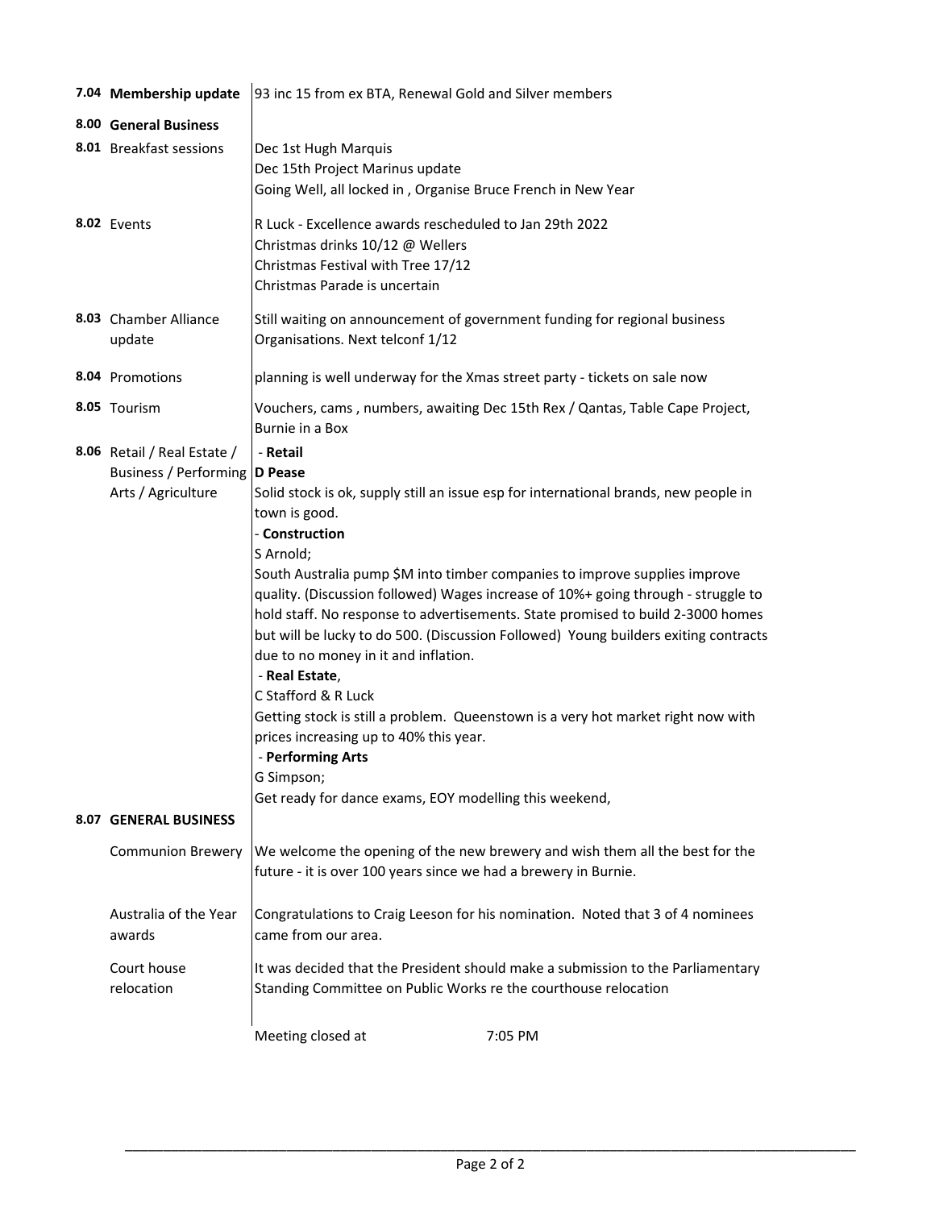| | | |
|---|---|---|
| **7.04** | **Membership update** | 93 inc 15 from ex BTA, Renewal Gold and Silver members |
| **8.00** | **General Business** | |
| **8.01** | Breakfast sessions | Dec 1st Hugh Marquis<br>Dec 15th Project Marinus update<br>Going Well, all locked in , Organise Bruce French in New Year |
| **8.02** | Events | R Luck - Excellence awards rescheduled to Jan 29th 2022<br>Christmas drinks 10/12 @ Wellers<br>Christmas Festival with Tree 17/12<br>Christmas Parade is uncertain |
| **8.03** | Chamber Alliance update | Still waiting on announcement of government funding for regional business Organisations. Next telconf 1/12 |
| **8.04** | Promotions | planning is well underway for the Xmas street party - tickets on sale now |
| **8.05** | Tourism | Vouchers, cams , numbers, awaiting Dec 15th Rex / Qantas, Table Cape Project, Burnie in a Box |
| **8.06** | Retail / Real Estate / Business / Performing Arts / Agriculture | - **Retail**<br>**D Pease**<br>Solid stock is ok, supply still an issue esp for international brands, new people in town is good.<br>- **Construction**<br>S Arnold;<br>South Australia pump $M into timber companies to improve supplies improve quality. (Discussion followed) Wages increase of 10%+ going through - struggle to hold staff. No response to advertisements. State promised to build 2-3000 homes but will be lucky to do 500. (Discussion Followed) Young builders exiting contracts due to no money in it and inflation.<br>- **Real Estate**,<br>C Stafford & R Luck<br>Getting stock is still a problem. Queenstown is a very hot market right now with prices increasing up to 40% this year.<br>- **Performing Arts**<br>G Simpson;<br>Get ready for dance exams, EOY modelling this weekend, |
| **8.07** | **GENERAL BUSINESS** | |
| | Communion Brewery | We welcome the opening of the new brewery and wish them all the best for the future - it is over 100 years since we had a brewery in Burnie. |
| | Australia of the Year awards | Congratulations to Craig Leeson for his nomination. Noted that 3 of 4 nominees came from our area. |
| | Court house relocation | It was decided that the President should make a submission to the Parliamentary Standing Committee on Public Works re the courthouse relocation |
| | | Meeting closed at 7:05 PM |